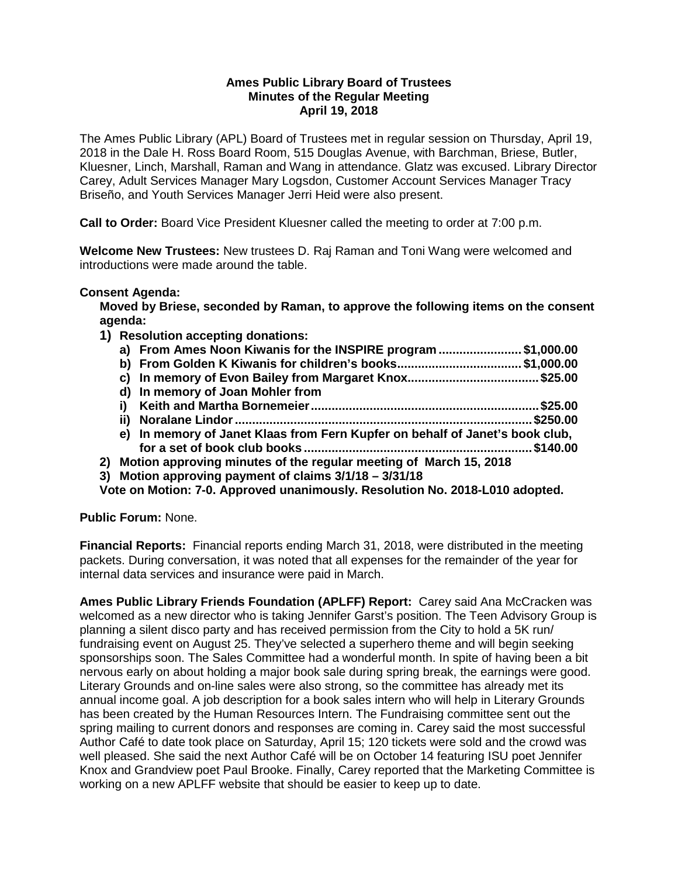**Ames Public Library Board of Trustees**
**Minutes of the Regular Meeting**
**April 19, 2018**

The Ames Public Library (APL) Board of Trustees met in regular session on Thursday, April 19, 2018 in the Dale H. Ross Board Room, 515 Douglas Avenue, with Barchman, Briese, Butler, Kluesner, Linch, Marshall, Raman and Wang in attendance. Glatz was excused. Library Director Carey, Adult Services Manager Mary Logsdon, Customer Account Services Manager Tracy Briseño, and Youth Services Manager Jerri Heid were also present.

**Call to Order:** Board Vice President Kluesner called the meeting to order at 7:00 p.m.

**Welcome New Trustees:** New trustees D. Raj Raman and Toni Wang were welcomed and introductions were made around the table.

**Consent Agenda:**

**Moved by Briese, seconded by Raman, to approve the following items on the consent agenda:**

1) **Resolution accepting donations:**
   a) **From Ames Noon Kiwanis for the INSPIRE program ........................ $1,000.00**
   b) **From Golden K Kiwanis for children's books.................................... $1,000.00**
   c) **In memory of Evon Bailey from Margaret Knox..................................... $25.00**
   d) **In memory of Joan Mohler from**
   i) **Keith and Martha Bornemeier.................................................................. $25.00**
   ii) **Noralane Lindor ...................................................................................... $250.00**
   e) **In memory of Janet Klaas from Fern Kupfer on behalf of Janet's book club, for a set of book club books................................................................. $140.00**
2) **Motion approving minutes of the regular meeting of March 15, 2018**
3) **Motion approving payment of claims 3/1/18 – 3/31/18**

**Vote on Motion: 7-0. Approved unanimously. Resolution No. 2018-L010 adopted.**

**Public Forum:** None.

**Financial Reports:** Financial reports ending March 31, 2018, were distributed in the meeting packets. During conversation, it was noted that all expenses for the remainder of the year for internal data services and insurance were paid in March.

**Ames Public Library Friends Foundation (APLFF) Report:** Carey said Ana McCracken was welcomed as a new director who is taking Jennifer Garst's position. The Teen Advisory Group is planning a silent disco party and has received permission from the City to hold a 5K run/ fundraising event on August 25. They've selected a superhero theme and will begin seeking sponsorships soon. The Sales Committee had a wonderful month. In spite of having been a bit nervous early on about holding a major book sale during spring break, the earnings were good. Literary Grounds and on-line sales were also strong, so the committee has already met its annual income goal. A job description for a book sales intern who will help in Literary Grounds has been created by the Human Resources Intern. The Fundraising committee sent out the spring mailing to current donors and responses are coming in. Carey said the most successful Author Café to date took place on Saturday, April 15; 120 tickets were sold and the crowd was well pleased. She said the next Author Café will be on October 14 featuring ISU poet Jennifer Knox and Grandview poet Paul Brooke. Finally, Carey reported that the Marketing Committee is working on a new APLFF website that should be easier to keep up to date.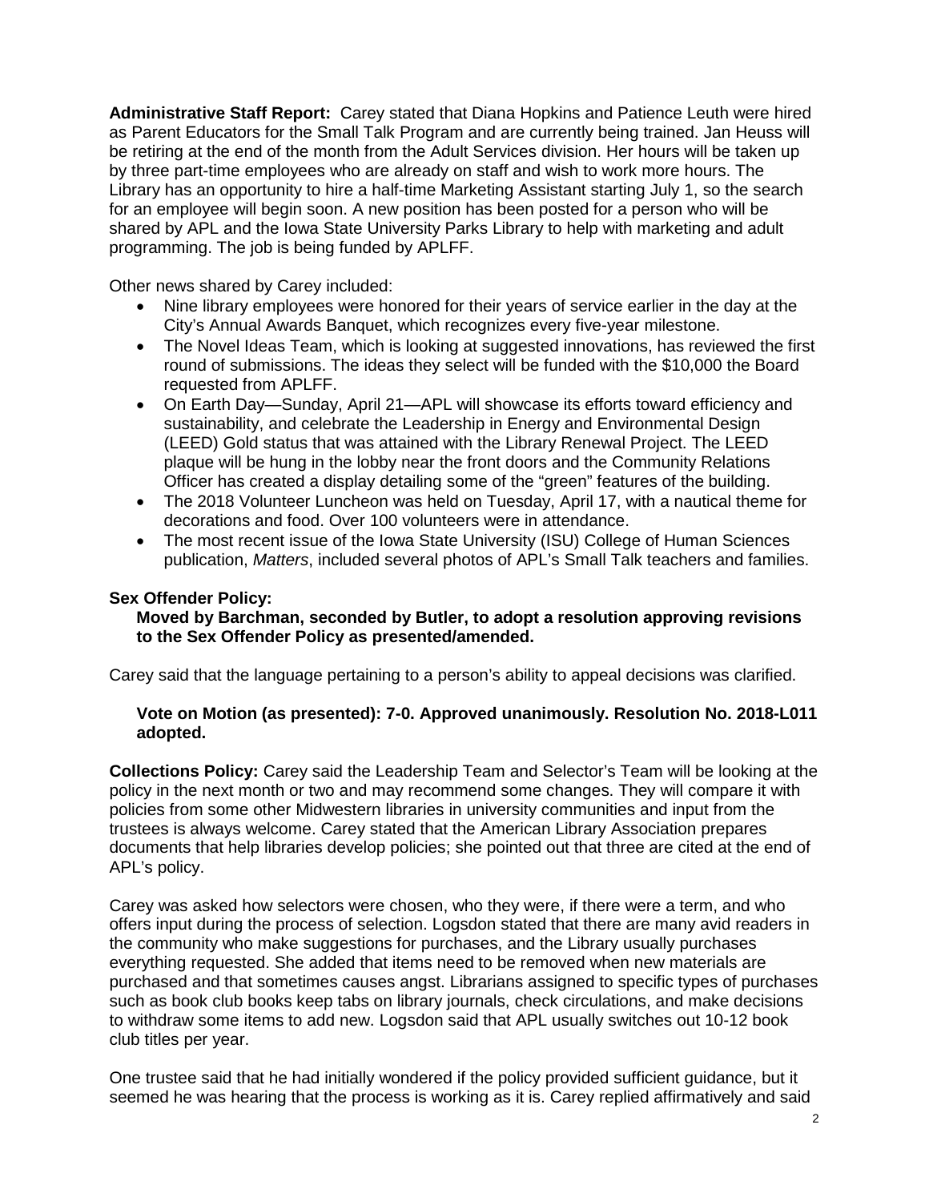**Administrative Staff Report:** Carey stated that Diana Hopkins and Patience Leuth were hired as Parent Educators for the Small Talk Program and are currently being trained. Jan Heuss will be retiring at the end of the month from the Adult Services division. Her hours will be taken up by three part-time employees who are already on staff and wish to work more hours. The Library has an opportunity to hire a half-time Marketing Assistant starting July 1, so the search for an employee will begin soon. A new position has been posted for a person who will be shared by APL and the Iowa State University Parks Library to help with marketing and adult programming. The job is being funded by APLFF.

Other news shared by Carey included:

- Nine library employees were honored for their years of service earlier in the day at the City's Annual Awards Banquet, which recognizes every five-year milestone.
- The Novel Ideas Team, which is looking at suggested innovations, has reviewed the first round of submissions. The ideas they select will be funded with the $10,000 the Board requested from APLFF.
- On Earth Day—Sunday, April 21—APL will showcase its efforts toward efficiency and sustainability, and celebrate the Leadership in Energy and Environmental Design (LEED) Gold status that was attained with the Library Renewal Project. The LEED plaque will be hung in the lobby near the front doors and the Community Relations Officer has created a display detailing some of the "green" features of the building.
- The 2018 Volunteer Luncheon was held on Tuesday, April 17, with a nautical theme for decorations and food. Over 100 volunteers were in attendance.
- The most recent issue of the Iowa State University (ISU) College of Human Sciences publication, *Matters*, included several photos of APL's Small Talk teachers and families.

**Sex Offender Policy:**

**Moved by Barchman, seconded by Butler, to adopt a resolution approving revisions to the Sex Offender Policy as presented/amended.**

Carey said that the language pertaining to a person's ability to appeal decisions was clarified.

**Vote on Motion (as presented): 7-0. Approved unanimously. Resolution No. 2018-L011 adopted.**

**Collections Policy:** Carey said the Leadership Team and Selector's Team will be looking at the policy in the next month or two and may recommend some changes. They will compare it with policies from some other Midwestern libraries in university communities and input from the trustees is always welcome. Carey stated that the American Library Association prepares documents that help libraries develop policies; she pointed out that three are cited at the end of APL's policy.

Carey was asked how selectors were chosen, who they were, if there were a term, and who offers input during the process of selection. Logsdon stated that there are many avid readers in the community who make suggestions for purchases, and the Library usually purchases everything requested. She added that items need to be removed when new materials are purchased and that sometimes causes angst. Librarians assigned to specific types of purchases such as book club books keep tabs on library journals, check circulations, and make decisions to withdraw some items to add new. Logsdon said that APL usually switches out 10-12 book club titles per year.

One trustee said that he had initially wondered if the policy provided sufficient guidance, but it seemed he was hearing that the process is working as it is. Carey replied affirmatively and said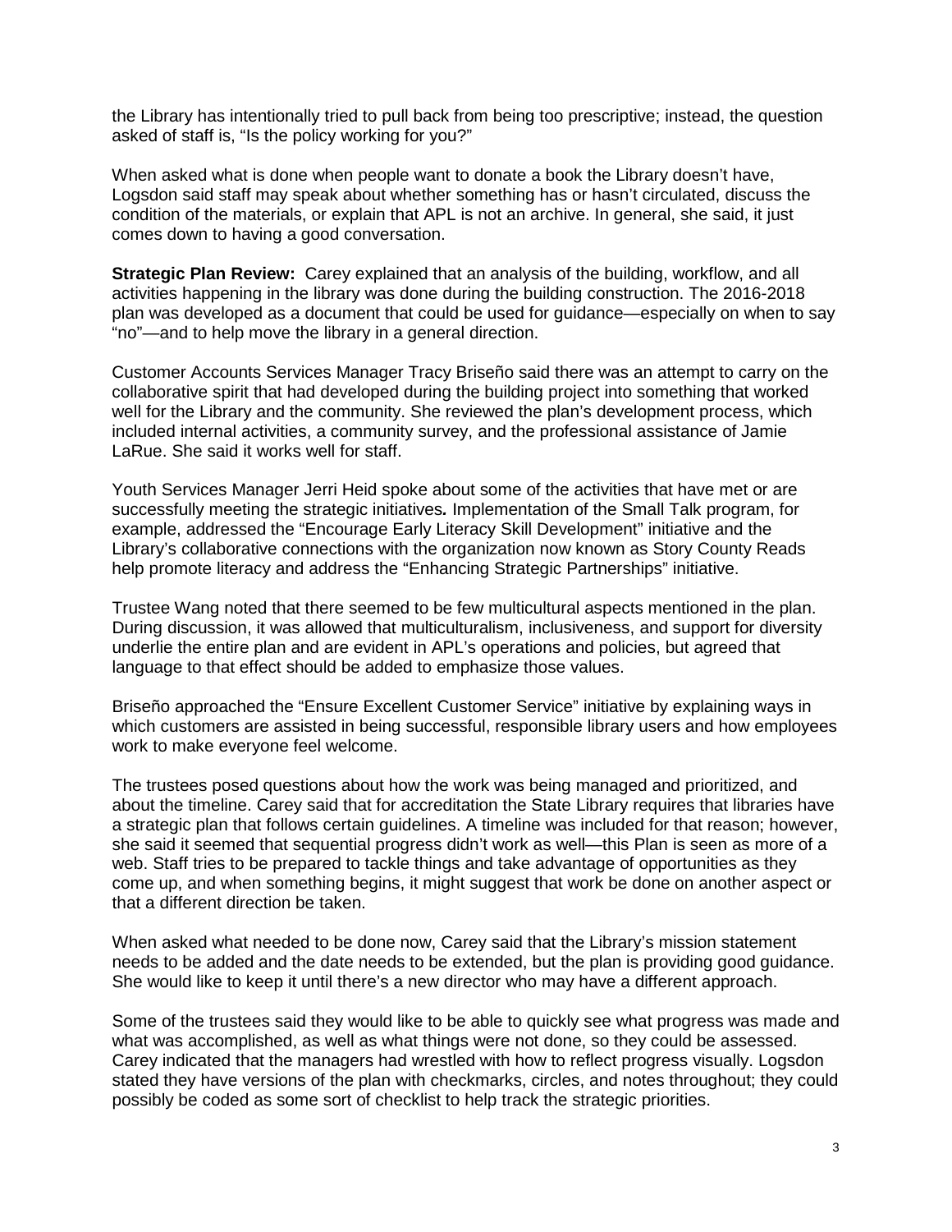the Library has intentionally tried to pull back from being too prescriptive; instead, the question asked of staff is, "Is the policy working for you?"

When asked what is done when people want to donate a book the Library doesn't have, Logsdon said staff may speak about whether something has or hasn't circulated, discuss the condition of the materials, or explain that APL is not an archive. In general, she said, it just comes down to having a good conversation.

**Strategic Plan Review:** Carey explained that an analysis of the building, workflow, and all activities happening in the library was done during the building construction. The 2016-2018 plan was developed as a document that could be used for guidance—especially on when to say "no"—and to help move the library in a general direction.

Customer Accounts Services Manager Tracy Briseño said there was an attempt to carry on the collaborative spirit that had developed during the building project into something that worked well for the Library and the community. She reviewed the plan's development process, which included internal activities, a community survey, and the professional assistance of Jamie LaRue. She said it works well for staff.

Youth Services Manager Jerri Heid spoke about some of the activities that have met or are successfully meeting the strategic initiatives**.** Implementation of the Small Talk program, for example, addressed the "Encourage Early Literacy Skill Development" initiative and the Library's collaborative connections with the organization now known as Story County Reads help promote literacy and address the "Enhancing Strategic Partnerships" initiative.

Trustee Wang noted that there seemed to be few multicultural aspects mentioned in the plan. During discussion, it was allowed that multiculturalism, inclusiveness, and support for diversity underlie the entire plan and are evident in APL's operations and policies, but agreed that language to that effect should be added to emphasize those values.

Briseño approached the "Ensure Excellent Customer Service" initiative by explaining ways in which customers are assisted in being successful, responsible library users and how employees work to make everyone feel welcome.

The trustees posed questions about how the work was being managed and prioritized, and about the timeline. Carey said that for accreditation the State Library requires that libraries have a strategic plan that follows certain guidelines. A timeline was included for that reason; however, she said it seemed that sequential progress didn't work as well—this Plan is seen as more of a web. Staff tries to be prepared to tackle things and take advantage of opportunities as they come up, and when something begins, it might suggest that work be done on another aspect or that a different direction be taken.

When asked what needed to be done now, Carey said that the Library's mission statement needs to be added and the date needs to be extended, but the plan is providing good guidance. She would like to keep it until there's a new director who may have a different approach.

Some of the trustees said they would like to be able to quickly see what progress was made and what was accomplished, as well as what things were not done, so they could be assessed. Carey indicated that the managers had wrestled with how to reflect progress visually. Logsdon stated they have versions of the plan with checkmarks, circles, and notes throughout; they could possibly be coded as some sort of checklist to help track the strategic priorities.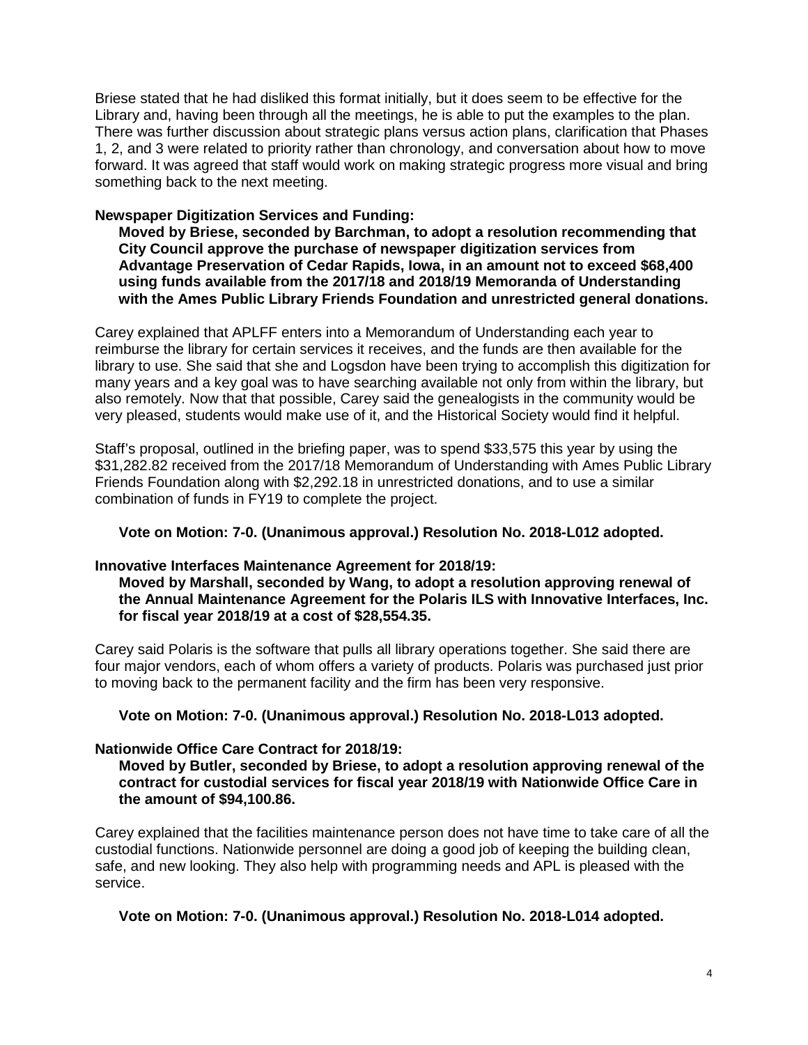Briese stated that he had disliked this format initially, but it does seem to be effective for the Library and, having been through all the meetings, he is able to put the examples to the plan. There was further discussion about strategic plans versus action plans, clarification that Phases 1, 2, and 3 were related to priority rather than chronology, and conversation about how to move forward. It was agreed that staff would work on making strategic progress more visual and bring something back to the next meeting.

**Newspaper Digitization Services and Funding:**

> **Moved by Briese, seconded by Barchman, to adopt a resolution recommending that City Council approve the purchase of newspaper digitization services from Advantage Preservation of Cedar Rapids, Iowa, in an amount not to exceed $68,400 using funds available from the 2017/18 and 2018/19 Memoranda of Understanding with the Ames Public Library Friends Foundation and unrestricted general donations.**

Carey explained that APLFF enters into a Memorandum of Understanding each year to reimburse the library for certain services it receives, and the funds are then available for the library to use. She said that she and Logsdon have been trying to accomplish this digitization for many years and a key goal was to have searching available not only from within the library, but also remotely. Now that that possible, Carey said the genealogists in the community would be very pleased, students would make use of it, and the Historical Society would find it helpful.

Staff's proposal, outlined in the briefing paper, was to spend $33,575 this year by using the $31,282.82 received from the 2017/18 Memorandum of Understanding with Ames Public Library Friends Foundation along with $2,292.18 in unrestricted donations, and to use a similar combination of funds in FY19 to complete the project.

> **Vote on Motion: 7-0. (Unanimous approval.) Resolution No. 2018-L012 adopted.**

**Innovative Interfaces Maintenance Agreement for 2018/19:**

> **Moved by Marshall, seconded by Wang, to adopt a resolution approving renewal of the Annual Maintenance Agreement for the Polaris ILS with Innovative Interfaces, Inc. for fiscal year 2018/19 at a cost of $28,554.35.**

Carey said Polaris is the software that pulls all library operations together. She said there are four major vendors, each of whom offers a variety of products. Polaris was purchased just prior to moving back to the permanent facility and the firm has been very responsive.

> **Vote on Motion: 7-0. (Unanimous approval.) Resolution No. 2018-L013 adopted.**

**Nationwide Office Care Contract for 2018/19:**

> **Moved by Butler, seconded by Briese, to adopt a resolution approving renewal of the contract for custodial services for fiscal year 2018/19 with Nationwide Office Care in the amount of $94,100.86.**

Carey explained that the facilities maintenance person does not have time to take care of all the custodial functions. Nationwide personnel are doing a good job of keeping the building clean, safe, and new looking. They also help with programming needs and APL is pleased with the service.

> **Vote on Motion: 7-0. (Unanimous approval.) Resolution No. 2018-L014 adopted.**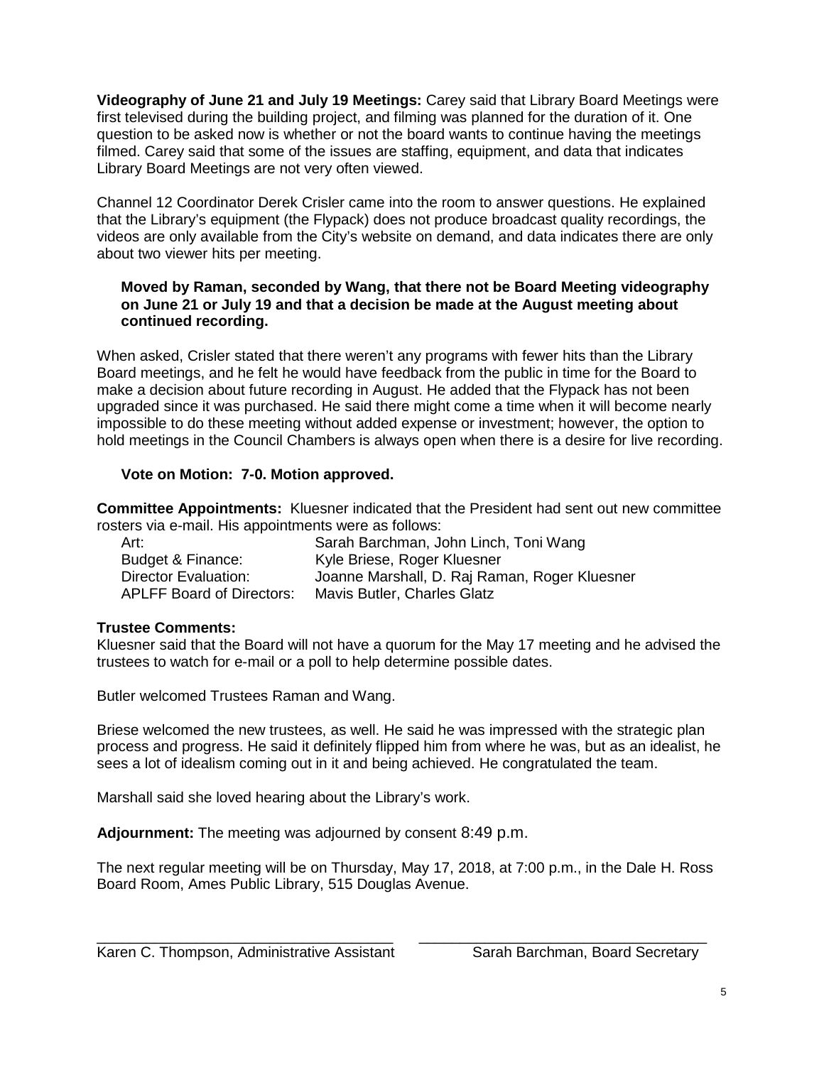**Videography of June 21 and July 19 Meetings:** Carey said that Library Board Meetings were first televised during the building project, and filming was planned for the duration of it. One question to be asked now is whether or not the board wants to continue having the meetings filmed. Carey said that some of the issues are staffing, equipment, and data that indicates Library Board Meetings are not very often viewed.

Channel 12 Coordinator Derek Crisler came into the room to answer questions. He explained that the Library's equipment (the Flypack) does not produce broadcast quality recordings, the videos are only available from the City's website on demand, and data indicates there are only about two viewer hits per meeting.

> **Moved by Raman, seconded by Wang, that there not be Board Meeting videography on June 21 or July 19 and that a decision be made at the August meeting about continued recording.**

When asked, Crisler stated that there weren't any programs with fewer hits than the Library Board meetings, and he felt he would have feedback from the public in time for the Board to make a decision about future recording in August. He added that the Flypack has not been upgraded since it was purchased. He said there might come a time when it will become nearly impossible to do these meeting without added expense or investment; however, the option to hold meetings in the Council Chambers is always open when there is a desire for live recording.

> **Vote on Motion: 7-0. Motion approved.**

**Committee Appointments:** Kluesner indicated that the President had sent out new committee rosters via e-mail. His appointments were as follows:

| | |
|---|---|
| Art: | Sarah Barchman, John Linch, Toni Wang |
| Budget & Finance: | Kyle Briese, Roger Kluesner |
| Director Evaluation: | Joanne Marshall, D. Raj Raman, Roger Kluesner |
| APLFF Board of Directors: | Mavis Butler, Charles Glatz |

**Trustee Comments:**

Kluesner said that the Board will not have a quorum for the May 17 meeting and he advised the trustees to watch for e-mail or a poll to help determine possible dates.

Butler welcomed Trustees Raman and Wang.

Briese welcomed the new trustees, as well. He said he was impressed with the strategic plan process and progress. He said it definitely flipped him from where he was, but as an idealist, he sees a lot of idealism coming out in it and being achieved. He congratulated the team.

Marshall said she loved hearing about the Library's work.

**Adjournment:** The meeting was adjourned by consent 8:49 p.m.

The next regular meeting will be on Thursday, May 17, 2018, at 7:00 p.m., in the Dale H. Ross Board Room, Ames Public Library, 515 Douglas Avenue.

\_\_\_\_\_\_\_\_\_\_\_\_\_\_\_\_\_\_\_\_\_\_\_\_\_\_\_\_\_\_\_\_\_\_\_\_
Karen C. Thompson, Administrative Assistant

\_\_\_\_\_\_\_\_\_\_\_\_\_\_\_\_\_\_\_\_\_\_\_\_\_\_\_\_\_\_\_\_\_\_\_\_
Sarah Barchman, Board Secretary